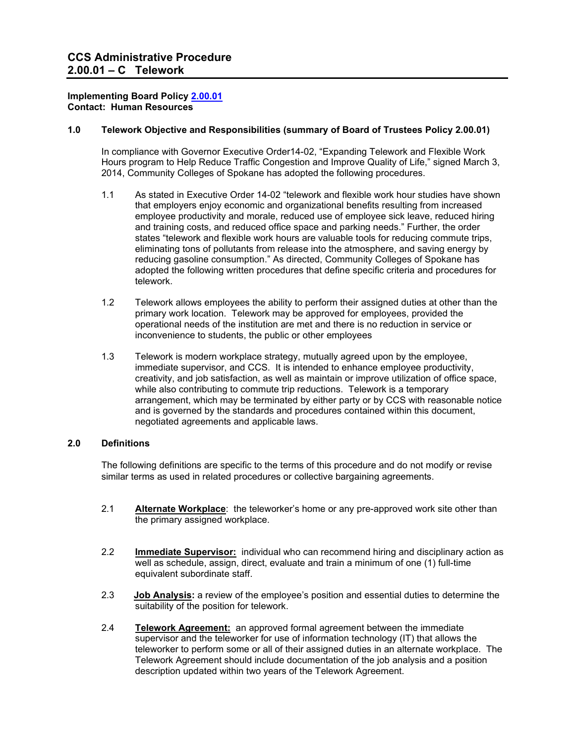# CCS Administrative Procedure 2.00.01 – C Telework

**Implementing Board Policy 2.00.01**
**Contact: Human Resources**

## 1.0 Telework Objective and Responsibilities (summary of Board of Trustees Policy 2.00.01)

In compliance with Governor Executive Order14-02, "Expanding Telework and Flexible Work Hours program to Help Reduce Traffic Congestion and Improve Quality of Life," signed March 3, 2014, Community Colleges of Spokane has adopted the following procedures.

1.1 As stated in Executive Order 14-02 "telework and flexible work hour studies have shown that employers enjoy economic and organizational benefits resulting from increased employee productivity and morale, reduced use of employee sick leave, reduced hiring and training costs, and reduced office space and parking needs." Further, the order states "telework and flexible work hours are valuable tools for reducing commute trips, eliminating tons of pollutants from release into the atmosphere, and saving energy by reducing gasoline consumption." As directed, Community Colleges of Spokane has adopted the following written procedures that define specific criteria and procedures for telework.

1.2 Telework allows employees the ability to perform their assigned duties at other than the primary work location. Telework may be approved for employees, provided the operational needs of the institution are met and there is no reduction in service or inconvenience to students, the public or other employees

1.3 Telework is modern workplace strategy, mutually agreed upon by the employee, immediate supervisor, and CCS. It is intended to enhance employee productivity, creativity, and job satisfaction, as well as maintain or improve utilization of office space, while also contributing to commute trip reductions. Telework is a temporary arrangement, which may be terminated by either party or by CCS with reasonable notice and is governed by the standards and procedures contained within this document, negotiated agreements and applicable laws.

## 2.0 Definitions

The following definitions are specific to the terms of this procedure and do not modify or revise similar terms as used in related procedures or collective bargaining agreements.

2.1 **Alternate Workplace**: the teleworker's home or any pre-approved work site other than the primary assigned workplace.

2.2 **Immediate Supervisor:** individual who can recommend hiring and disciplinary action as well as schedule, assign, direct, evaluate and train a minimum of one (1) full-time equivalent subordinate staff.

2.3 **Job Analysis:** a review of the employee's position and essential duties to determine the suitability of the position for telework.

2.4 **Telework Agreement:** an approved formal agreement between the immediate supervisor and the teleworker for use of information technology (IT) that allows the teleworker to perform some or all of their assigned duties in an alternate workplace. The Telework Agreement should include documentation of the job analysis and a position description updated within two years of the Telework Agreement.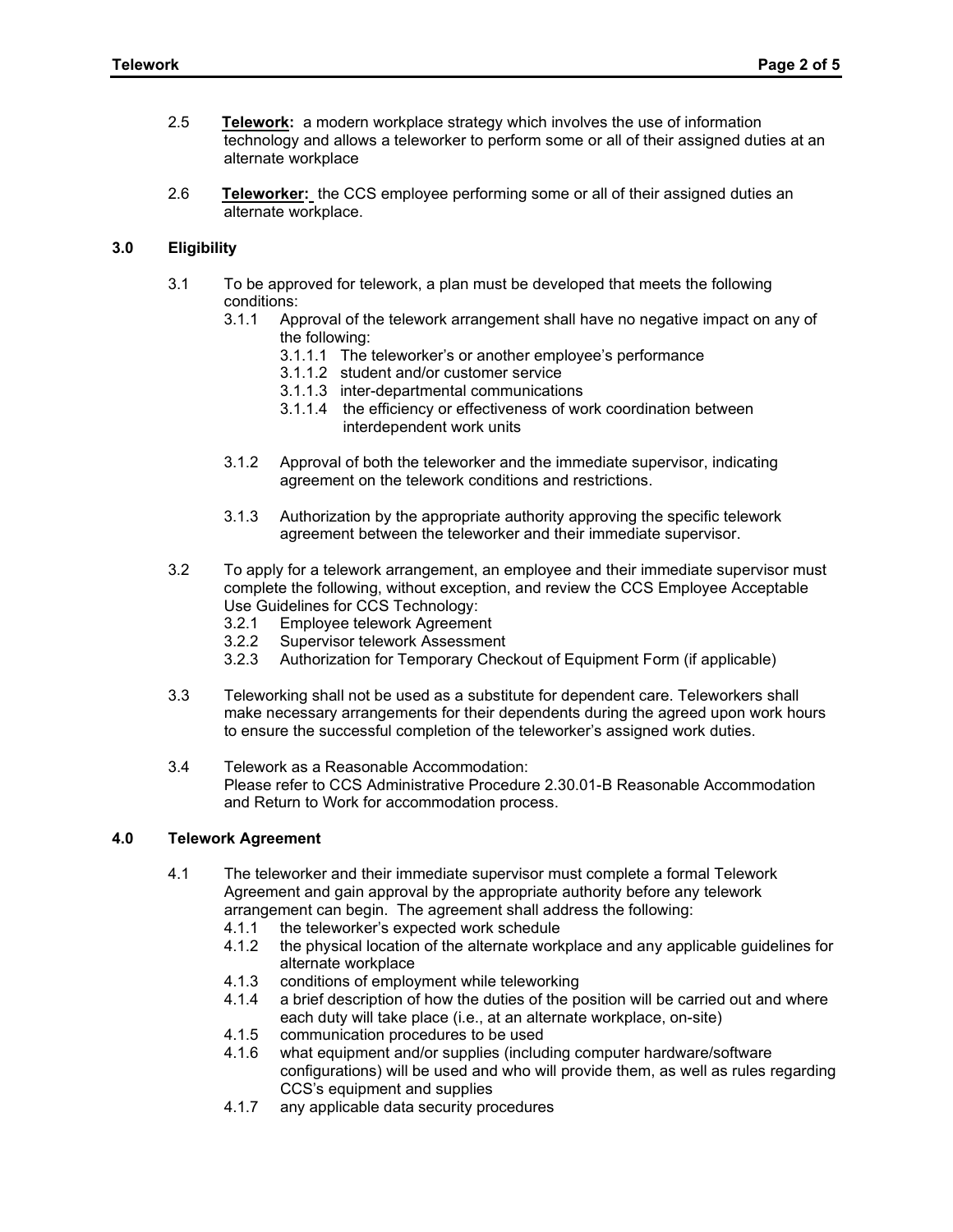2.5 **Telework:** a modern workplace strategy which involves the use of information technology and allows a teleworker to perform some or all of their assigned duties at an alternate workplace

2.6 **Teleworker:** the CCS employee performing some or all of their assigned duties an alternate workplace.

## 3.0 Eligibility

3.1 To be approved for telework, a plan must be developed that meets the following conditions:

3.1.1 Approval of the telework arrangement shall have no negative impact on any of the following:

3.1.1.1 The teleworker's or another employee's performance

3.1.1.2 student and/or customer service

3.1.1.3 inter-departmental communications

3.1.1.4 the efficiency or effectiveness of work coordination between interdependent work units

3.1.2 Approval of both the teleworker and the immediate supervisor, indicating agreement on the telework conditions and restrictions.

3.1.3 Authorization by the appropriate authority approving the specific telework agreement between the teleworker and their immediate supervisor.

3.2 To apply for a telework arrangement, an employee and their immediate supervisor must complete the following, without exception, and review the CCS Employee Acceptable Use Guidelines for CCS Technology:

3.2.1 Employee telework Agreement

3.2.2 Supervisor telework Assessment

3.2.3 Authorization for Temporary Checkout of Equipment Form (if applicable)

3.3 Teleworking shall not be used as a substitute for dependent care. Teleworkers shall make necessary arrangements for their dependents during the agreed upon work hours to ensure the successful completion of the teleworker's assigned work duties.

3.4 Telework as a Reasonable Accommodation:
Please refer to CCS Administrative Procedure 2.30.01-B Reasonable Accommodation and Return to Work for accommodation process.

## 4.0 Telework Agreement

4.1 The teleworker and their immediate supervisor must complete a formal Telework Agreement and gain approval by the appropriate authority before any telework arrangement can begin. The agreement shall address the following:

4.1.1 the teleworker's expected work schedule

4.1.2 the physical location of the alternate workplace and any applicable guidelines for alternate workplace

4.1.3 conditions of employment while teleworking

4.1.4 a brief description of how the duties of the position will be carried out and where each duty will take place (i.e., at an alternate workplace, on-site)

4.1.5 communication procedures to be used

4.1.6 what equipment and/or supplies (including computer hardware/software configurations) will be used and who will provide them, as well as rules regarding CCS's equipment and supplies

4.1.7 any applicable data security procedures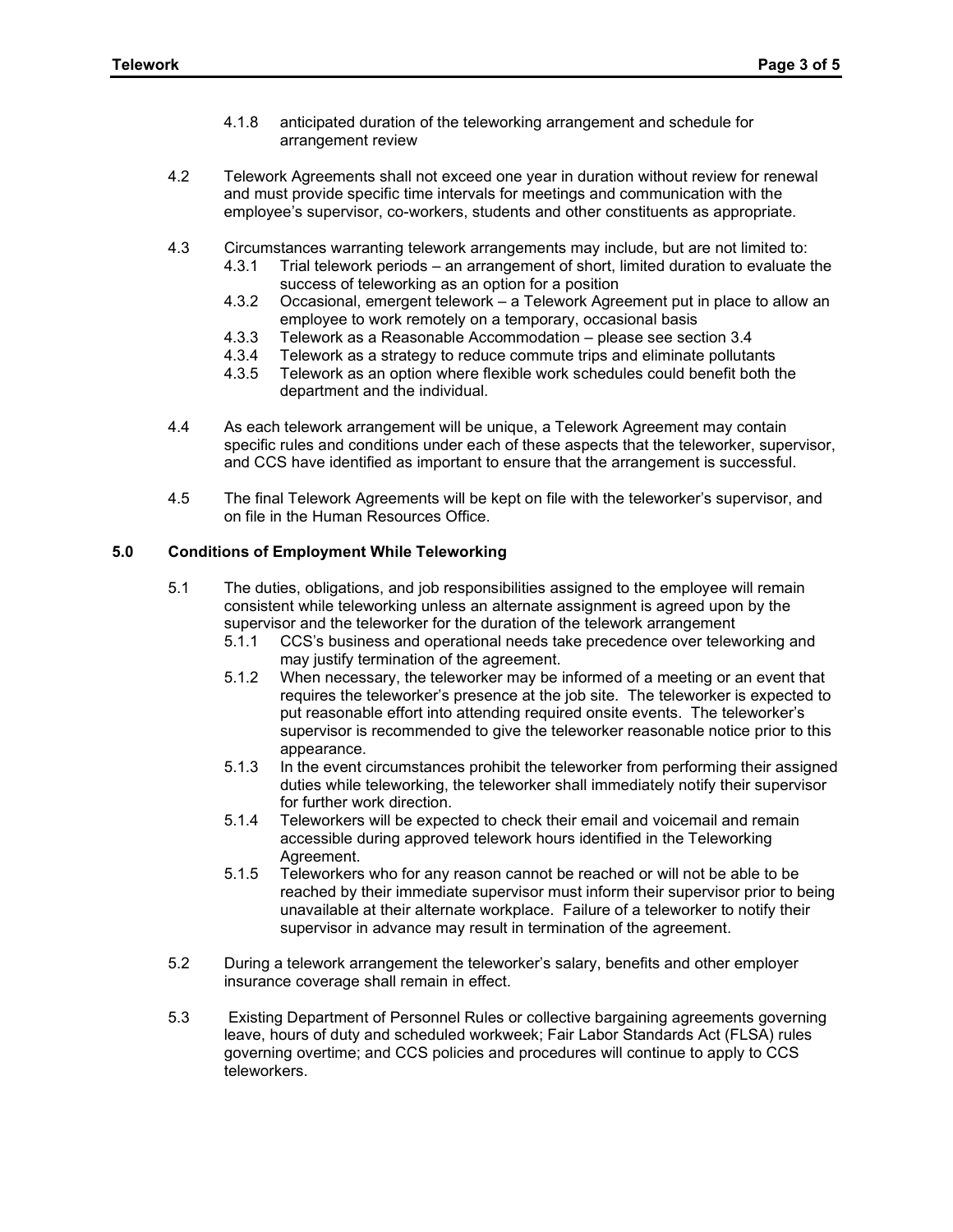4.1.8 anticipated duration of the teleworking arrangement and schedule for arrangement review

4.2 Telework Agreements shall not exceed one year in duration without review for renewal and must provide specific time intervals for meetings and communication with the employee's supervisor, co-workers, students and other constituents as appropriate.

4.3 Circumstances warranting telework arrangements may include, but are not limited to:

4.3.1 Trial telework periods – an arrangement of short, limited duration to evaluate the success of teleworking as an option for a position

4.3.2 Occasional, emergent telework – a Telework Agreement put in place to allow an employee to work remotely on a temporary, occasional basis

4.3.3 Telework as a Reasonable Accommodation – please see section 3.4

4.3.4 Telework as a strategy to reduce commute trips and eliminate pollutants

4.3.5 Telework as an option where flexible work schedules could benefit both the department and the individual.

4.4 As each telework arrangement will be unique, a Telework Agreement may contain specific rules and conditions under each of these aspects that the teleworker, supervisor, and CCS have identified as important to ensure that the arrangement is successful.

4.5 The final Telework Agreements will be kept on file with the teleworker's supervisor, and on file in the Human Resources Office.

## 5.0 Conditions of Employment While Teleworking

5.1 The duties, obligations, and job responsibilities assigned to the employee will remain consistent while teleworking unless an alternate assignment is agreed upon by the supervisor and the teleworker for the duration of the telework arrangement

5.1.1 CCS's business and operational needs take precedence over teleworking and may justify termination of the agreement.

5.1.2 When necessary, the teleworker may be informed of a meeting or an event that requires the teleworker's presence at the job site. The teleworker is expected to put reasonable effort into attending required onsite events. The teleworker's supervisor is recommended to give the teleworker reasonable notice prior to this appearance.

5.1.3 In the event circumstances prohibit the teleworker from performing their assigned duties while teleworking, the teleworker shall immediately notify their supervisor for further work direction.

5.1.4 Teleworkers will be expected to check their email and voicemail and remain accessible during approved telework hours identified in the Teleworking Agreement.

5.1.5 Teleworkers who for any reason cannot be reached or will not be able to be reached by their immediate supervisor must inform their supervisor prior to being unavailable at their alternate workplace. Failure of a teleworker to notify their supervisor in advance may result in termination of the agreement.

5.2 During a telework arrangement the teleworker's salary, benefits and other employer insurance coverage shall remain in effect.

5.3 Existing Department of Personnel Rules or collective bargaining agreements governing leave, hours of duty and scheduled workweek; Fair Labor Standards Act (FLSA) rules governing overtime; and CCS policies and procedures will continue to apply to CCS teleworkers.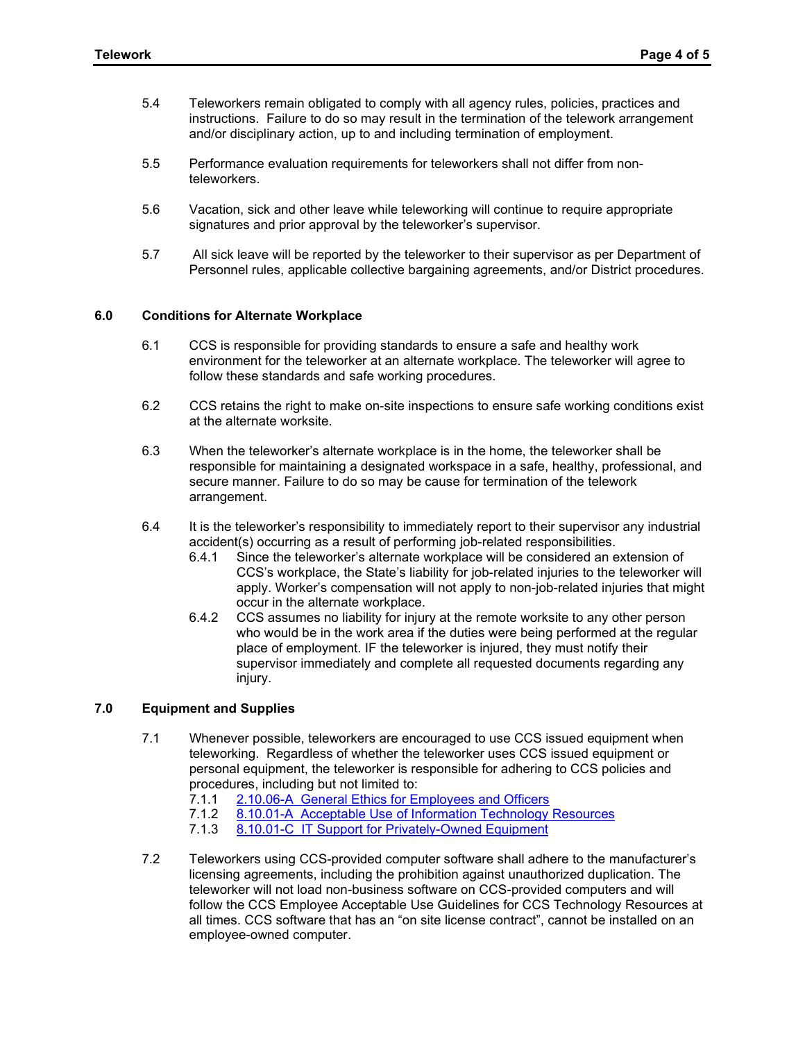5.4 Teleworkers remain obligated to comply with all agency rules, policies, practices and instructions. Failure to do so may result in the termination of the telework arrangement and/or disciplinary action, up to and including termination of employment.

5.5 Performance evaluation requirements for teleworkers shall not differ from non-teleworkers.

5.6 Vacation, sick and other leave while teleworking will continue to require appropriate signatures and prior approval by the teleworker's supervisor.

5.7 All sick leave will be reported by the teleworker to their supervisor as per Department of Personnel rules, applicable collective bargaining agreements, and/or District procedures.

## 6.0 Conditions for Alternate Workplace

6.1 CCS is responsible for providing standards to ensure a safe and healthy work environment for the teleworker at an alternate workplace. The teleworker will agree to follow these standards and safe working procedures.

6.2 CCS retains the right to make on-site inspections to ensure safe working conditions exist at the alternate worksite.

6.3 When the teleworker's alternate workplace is in the home, the teleworker shall be responsible for maintaining a designated workspace in a safe, healthy, professional, and secure manner. Failure to do so may be cause for termination of the telework arrangement.

6.4 It is the teleworker's responsibility to immediately report to their supervisor any industrial accident(s) occurring as a result of performing job-related responsibilities.

6.4.1 Since the teleworker's alternate workplace will be considered an extension of CCS's workplace, the State's liability for job-related injuries to the teleworker will apply. Worker's compensation will not apply to non-job-related injuries that might occur in the alternate workplace.

6.4.2 CCS assumes no liability for injury at the remote worksite to any other person who would be in the work area if the duties were being performed at the regular place of employment. IF the teleworker is injured, they must notify their supervisor immediately and complete all requested documents regarding any injury.

## 7.0 Equipment and Supplies

7.1 Whenever possible, teleworkers are encouraged to use CCS issued equipment when teleworking. Regardless of whether the teleworker uses CCS issued equipment or personal equipment, the teleworker is responsible for adhering to CCS policies and procedures, including but not limited to:

7.1.1 2.10.06-A General Ethics for Employees and Officers

7.1.2 8.10.01-A Acceptable Use of Information Technology Resources

7.1.3 8.10.01-C IT Support for Privately-Owned Equipment

7.2 Teleworkers using CCS-provided computer software shall adhere to the manufacturer's licensing agreements, including the prohibition against unauthorized duplication. The teleworker will not load non-business software on CCS-provided computers and will follow the CCS Employee Acceptable Use Guidelines for CCS Technology Resources at all times. CCS software that has an "on site license contract", cannot be installed on an employee-owned computer.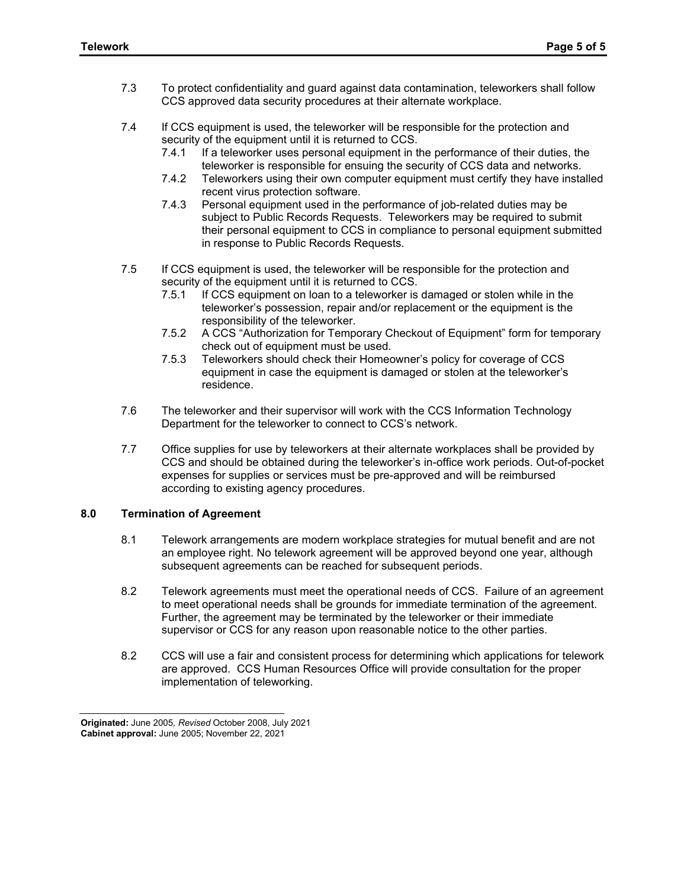7.3 To protect confidentiality and guard against data contamination, teleworkers shall follow CCS approved data security procedures at their alternate workplace.

7.4 If CCS equipment is used, the teleworker will be responsible for the protection and security of the equipment until it is returned to CCS.

- 7.4.1 If a teleworker uses personal equipment in the performance of their duties, the teleworker is responsible for ensuing the security of CCS data and networks.
- 7.4.2 Teleworkers using their own computer equipment must certify they have installed recent virus protection software.
- 7.4.3 Personal equipment used in the performance of job-related duties may be subject to Public Records Requests. Teleworkers may be required to submit their personal equipment to CCS in compliance to personal equipment submitted in response to Public Records Requests.

7.5 If CCS equipment is used, the teleworker will be responsible for the protection and security of the equipment until it is returned to CCS.

- 7.5.1 If CCS equipment on loan to a teleworker is damaged or stolen while in the teleworker's possession, repair and/or replacement or the equipment is the responsibility of the teleworker.
- 7.5.2 A CCS "Authorization for Temporary Checkout of Equipment" form for temporary check out of equipment must be used.
- 7.5.3 Teleworkers should check their Homeowner's policy for coverage of CCS equipment in case the equipment is damaged or stolen at the teleworker's residence.

7.6 The teleworker and their supervisor will work with the CCS Information Technology Department for the teleworker to connect to CCS's network.

7.7 Office supplies for use by teleworkers at their alternate workplaces shall be provided by CCS and should be obtained during the teleworker's in-office work periods. Out-of-pocket expenses for supplies or services must be pre-approved and will be reimbursed according to existing agency procedures.

## 8.0 Termination of Agreement

8.1 Telework arrangements are modern workplace strategies for mutual benefit and are not an employee right. No telework agreement will be approved beyond one year, although subsequent agreements can be reached for subsequent periods.

8.2 Telework agreements must meet the operational needs of CCS. Failure of an agreement to meet operational needs shall be grounds for immediate termination of the agreement. Further, the agreement may be terminated by the teleworker or their immediate supervisor or CCS for any reason upon reasonable notice to the other parties.

8.2 CCS will use a fair and consistent process for determining which applications for telework are approved. CCS Human Resources Office will provide consultation for the proper implementation of teleworking.

---

**Originated:** June 2005, *Revised* October 2008, July 2021
**Cabinet approval:** June 2005; November 22, 2021